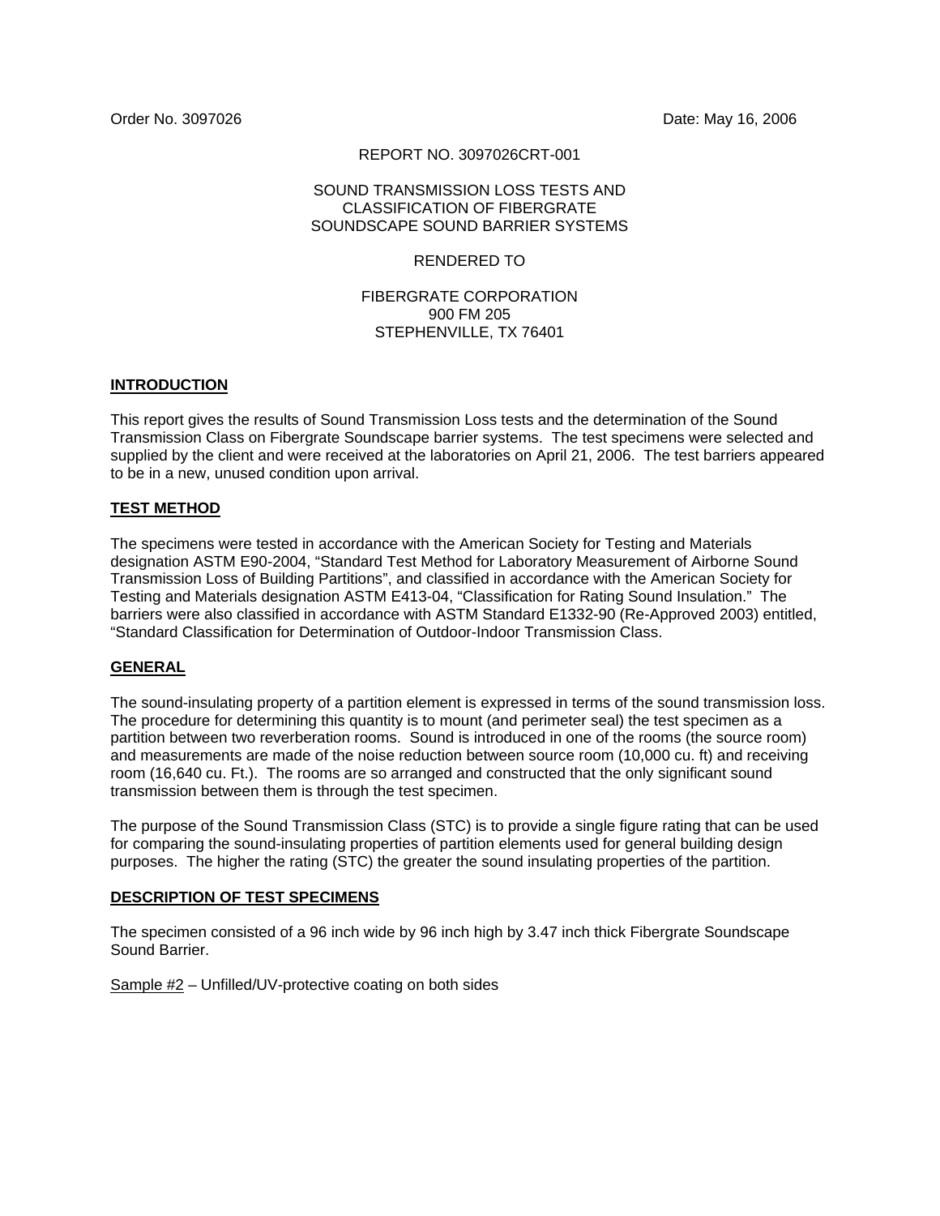Order No. 3097026 Date: May 16, 2006

REPORT NO. 3097026CRT-001

SOUND TRANSMISSION LOSS TESTS AND CLASSIFICATION OF FIBERGRATE SOUNDSCAPE SOUND BARRIER SYSTEMS

RENDERED TO

FIBERGRATE CORPORATION
900 FM 205
STEPHENVILLE, TX 76401

## INTRODUCTION

This report gives the results of Sound Transmission Loss tests and the determination of the Sound Transmission Class on Fibergrate Soundscape barrier systems. The test specimens were selected and supplied by the client and were received at the laboratories on April 21, 2006. The test barriers appeared to be in a new, unused condition upon arrival.

## TEST METHOD

The specimens were tested in accordance with the American Society for Testing and Materials designation ASTM E90-2004, "Standard Test Method for Laboratory Measurement of Airborne Sound Transmission Loss of Building Partitions", and classified in accordance with the American Society for Testing and Materials designation ASTM E413-04, "Classification for Rating Sound Insulation." The barriers were also classified in accordance with ASTM Standard E1332-90 (Re-Approved 2003) entitled, "Standard Classification for Determination of Outdoor-Indoor Transmission Class.

## GENERAL

The sound-insulating property of a partition element is expressed in terms of the sound transmission loss. The procedure for determining this quantity is to mount (and perimeter seal) the test specimen as a partition between two reverberation rooms. Sound is introduced in one of the rooms (the source room) and measurements are made of the noise reduction between source room (10,000 cu. ft) and receiving room (16,640 cu. Ft.). The rooms are so arranged and constructed that the only significant sound transmission between them is through the test specimen.

The purpose of the Sound Transmission Class (STC) is to provide a single figure rating that can be used for comparing the sound-insulating properties of partition elements used for general building design purposes. The higher the rating (STC) the greater the sound insulating properties of the partition.

## DESCRIPTION OF TEST SPECIMENS

The specimen consisted of a 96 inch wide by 96 inch high by 3.47 inch thick Fibergrate Soundscape Sound Barrier.

Sample #2 – Unfilled/UV-protective coating on both sides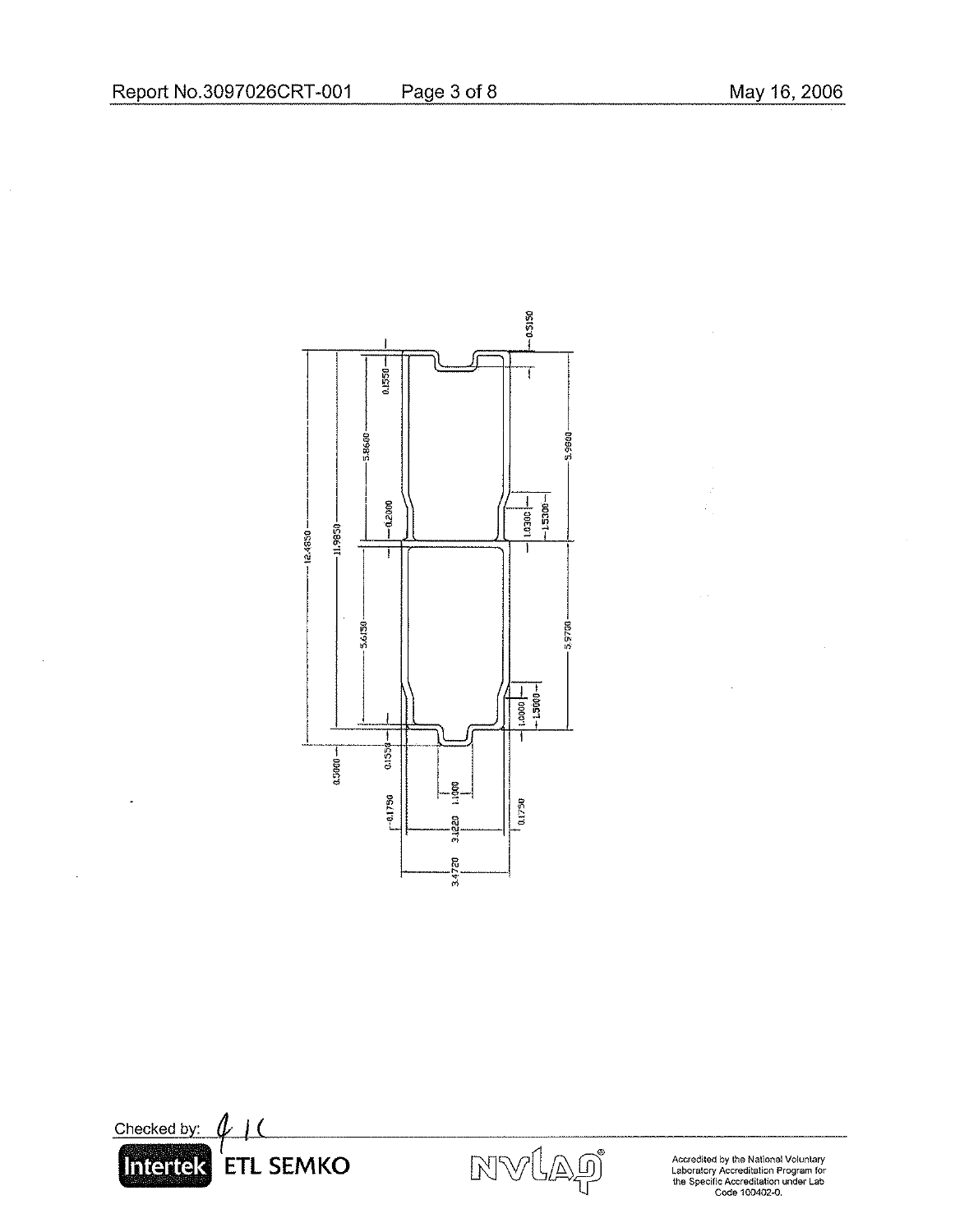0.5150

0.1550

5.8600

5.9860

0.2000

1.0300

1.5300

12.4850

11.9850

5.6150

5.9730

1.0000

1.5000

0.5000

0.1550

1.1000

0.1750

3.1220

0.1750

3.4720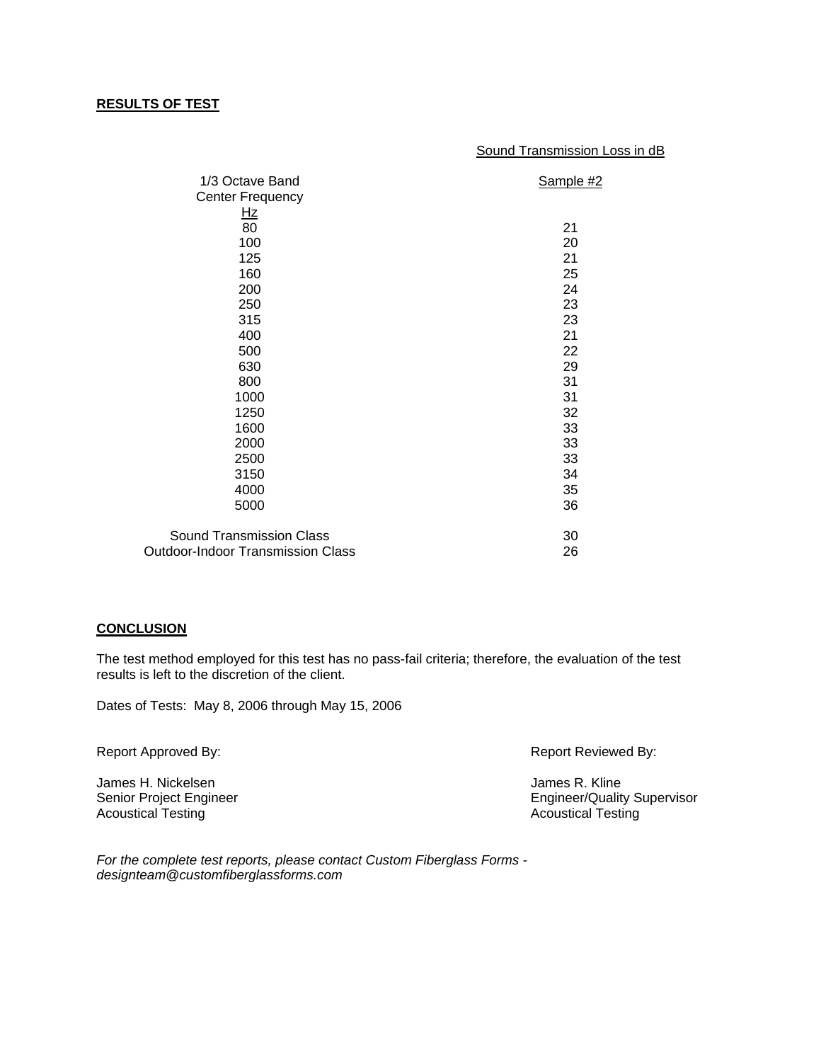**RESULTS OF TEST**

| 1/3 Octave Band Center Frequency Hz | Sound Transmission Loss in dB Sample #2 |
|---|---|
| 80 | 21 |
| 100 | 20 |
| 125 | 21 |
| 160 | 25 |
| 200 | 24 |
| 250 | 23 |
| 315 | 23 |
| 400 | 21 |
| 500 | 22 |
| 630 | 29 |
| 800 | 31 |
| 1000 | 31 |
| 1250 | 32 |
| 1600 | 33 |
| 2000 | 33 |
| 2500 | 33 |
| 3150 | 34 |
| 4000 | 35 |
| 5000 | 36 |
| Sound Transmission Class | 30 |
| Outdoor-Indoor Transmission Class | 26 |

**CONCLUSION**

The test method employed for this test has no pass-fail criteria; therefore, the evaluation of the test results is left to the discretion of the client.

Dates of Tests: May 8, 2006 through May 15, 2006

Report Approved By:

James H. Nickelsen
Senior Project Engineer
Acoustical Testing

Report Reviewed By:

James R. Kline
Engineer/Quality Supervisor
Acoustical Testing

*For the complete test reports, please contact Custom Fiberglass Forms - designteam@customfiberglassforms.com*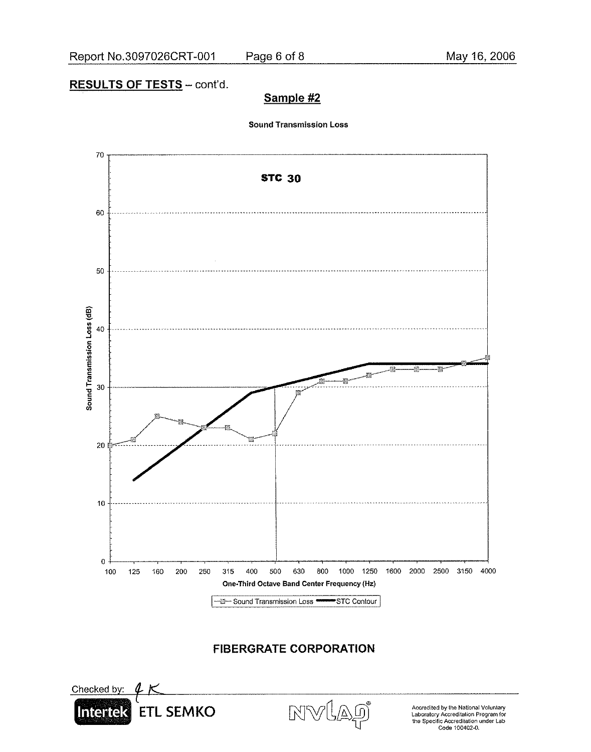**RESULTS OF TESTS** – cont'd.

## Sample #2

Sound Transmission Loss

STC 30

Sound Transmission Loss (dB)

70
60
50
40
30
20
10
0

100 125 160 200 250 315 400 500 630 800 1000 1250 1600 2000 2500 3150 4000

One-Third Octave Band Center Frequency (Hz)

Sound Transmission Loss — STC Contour

**FIBERGRATE CORPORATION**

Checked by: *[signature]*

Intertek ETL SEMKO

NVLAP®

Accredited by the National Voluntary Laboratory Accreditation Program for the Specific Accreditation under Lab Code 100402-0.